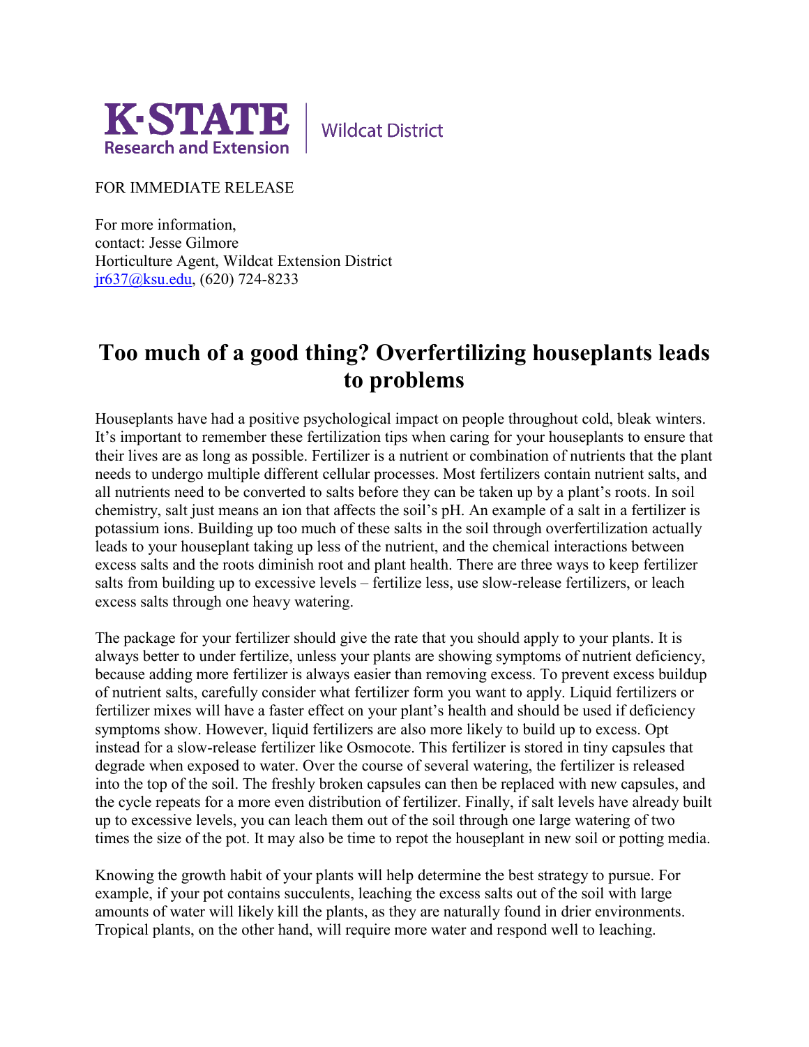K·STATE Research and Extension | Wildcat District

FOR IMMEDIATE RELEASE

For more information,
contact: Jesse Gilmore
Horticulture Agent, Wildcat Extension District
jr637@ksu.edu, (620) 724-8233

# Too much of a good thing? Overfertilizing houseplants leads to problems

Houseplants have had a positive psychological impact on people throughout cold, bleak winters. It's important to remember these fertilization tips when caring for your houseplants to ensure that their lives are as long as possible. Fertilizer is a nutrient or combination of nutrients that the plant needs to undergo multiple different cellular processes. Most fertilizers contain nutrient salts, and all nutrients need to be converted to salts before they can be taken up by a plant's roots. In soil chemistry, salt just means an ion that affects the soil's pH. An example of a salt in a fertilizer is potassium ions. Building up too much of these salts in the soil through overfertilization actually leads to your houseplant taking up less of the nutrient, and the chemical interactions between excess salts and the roots diminish root and plant health. There are three ways to keep fertilizer salts from building up to excessive levels – fertilize less, use slow-release fertilizers, or leach excess salts through one heavy watering.

The package for your fertilizer should give the rate that you should apply to your plants. It is always better to under fertilize, unless your plants are showing symptoms of nutrient deficiency, because adding more fertilizer is always easier than removing excess. To prevent excess buildup of nutrient salts, carefully consider what fertilizer form you want to apply. Liquid fertilizers or fertilizer mixes will have a faster effect on your plant's health and should be used if deficiency symptoms show. However, liquid fertilizers are also more likely to build up to excess. Opt instead for a slow-release fertilizer like Osmocote. This fertilizer is stored in tiny capsules that degrade when exposed to water. Over the course of several watering, the fertilizer is released into the top of the soil. The freshly broken capsules can then be replaced with new capsules, and the cycle repeats for a more even distribution of fertilizer. Finally, if salt levels have already built up to excessive levels, you can leach them out of the soil through one large watering of two times the size of the pot. It may also be time to repot the houseplant in new soil or potting media.

Knowing the growth habit of your plants will help determine the best strategy to pursue. For example, if your pot contains succulents, leaching the excess salts out of the soil with large amounts of water will likely kill the plants, as they are naturally found in drier environments. Tropical plants, on the other hand, will require more water and respond well to leaching.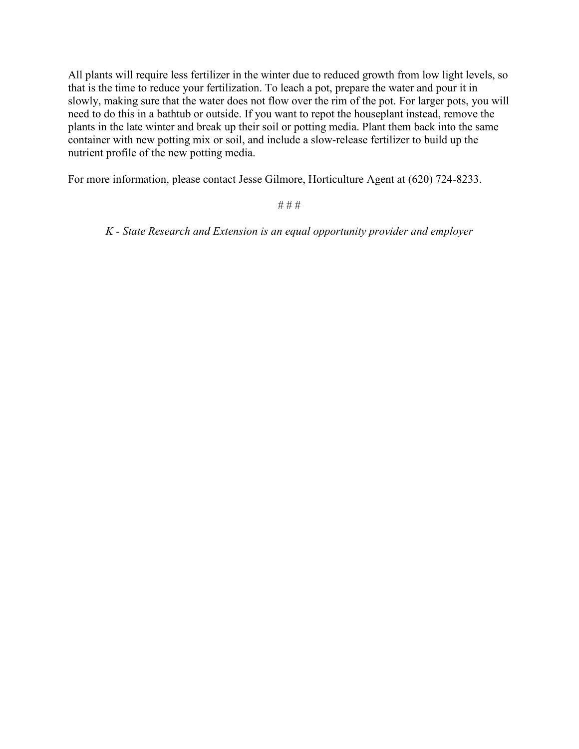All plants will require less fertilizer in the winter due to reduced growth from low light levels, so that is the time to reduce your fertilization. To leach a pot, prepare the water and pour it in slowly, making sure that the water does not flow over the rim of the pot. For larger pots, you will need to do this in a bathtub or outside. If you want to repot the houseplant instead, remove the plants in the late winter and break up their soil or potting media. Plant them back into the same container with new potting mix or soil, and include a slow-release fertilizer to build up the nutrient profile of the new potting media.

For more information, please contact Jesse Gilmore, Horticulture Agent at (620) 724-8233.

# # #

*K - State Research and Extension is an equal opportunity provider and employer*